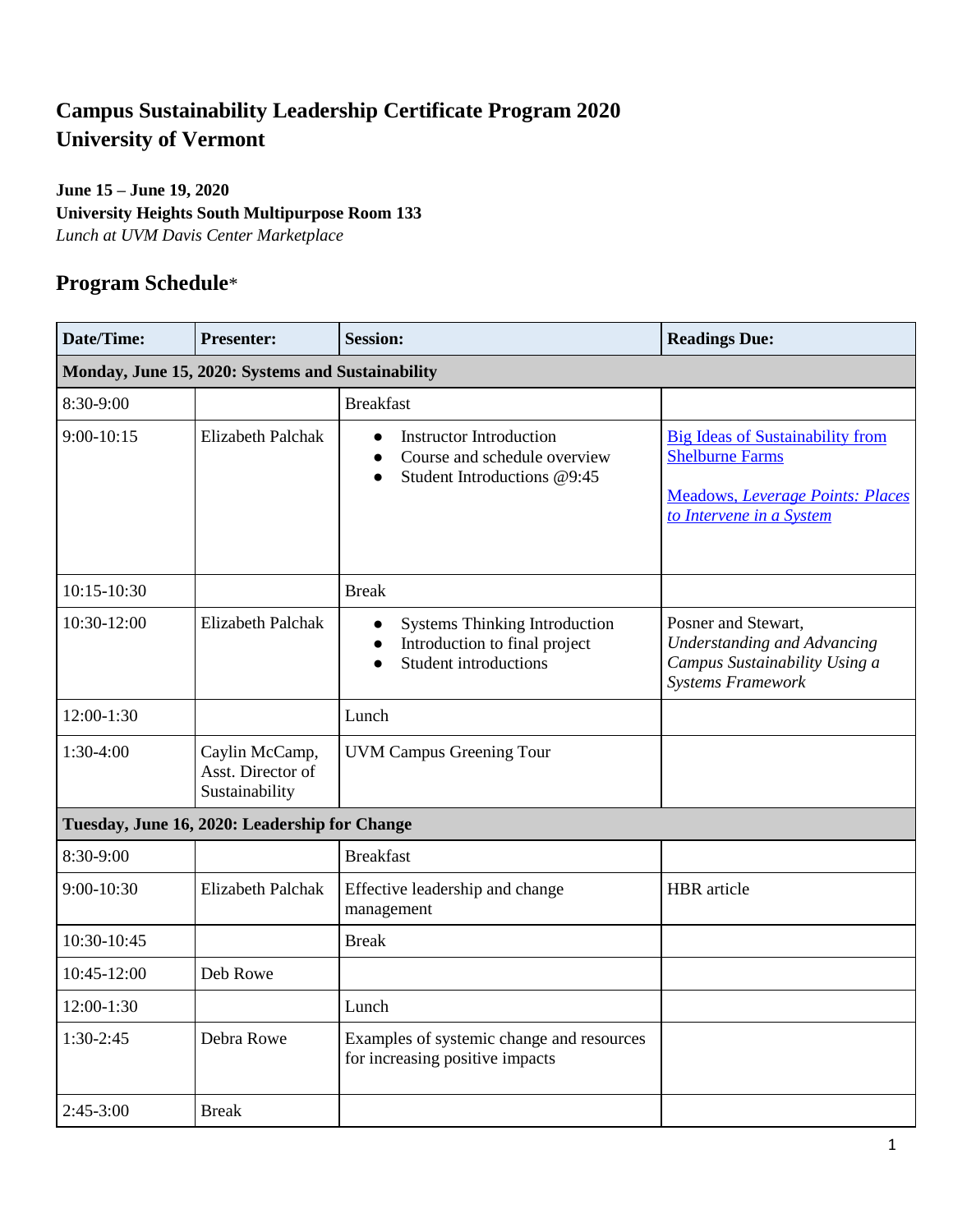# Campus Sustainability Leadership Certificate Program 2020
# University of Vermont

**June 15 – June 19, 2020**
**University Heights South Multipurpose Room 133**
*Lunch at UVM Davis Center Marketplace*

## Program Schedule*

| Date/Time: | Presenter: | Session: | Readings Due: |
|---|---|---|---|
| **Monday, June 15, 2020: Systems and Sustainability** | | | |
| 8:30-9:00 | | Breakfast | |
| 9:00-10:15 | Elizabeth Palchak | • Instructor Introduction<br>• Course and schedule overview<br>• Student Introductions @9:45 | Big Ideas of Sustainability from Shelburne Farms<br><br>Meadows, *Leverage Points: Places to Intervene in a System* |
| 10:15-10:30 | | Break | |
| 10:30-12:00 | Elizabeth Palchak | • Systems Thinking Introduction<br>• Introduction to final project<br>• Student introductions | Posner and Stewart, *Understanding and Advancing Campus Sustainability Using a Systems Framework* |
| 12:00-1:30 | | Lunch | |
| 1:30-4:00 | Caylin McCamp, Asst. Director of Sustainability | UVM Campus Greening Tour | |
| **Tuesday, June 16, 2020: Leadership for Change** | | | |
| 8:30-9:00 | | Breakfast | |
| 9:00-10:30 | Elizabeth Palchak | Effective leadership and change management | HBR article |
| 10:30-10:45 | | Break | |
| 10:45-12:00 | Deb Rowe | | |
| 12:00-1:30 | | Lunch | |
| 1:30-2:45 | Debra Rowe | Examples of systemic change and resources for increasing positive impacts | |
| 2:45-3:00 | Break | | |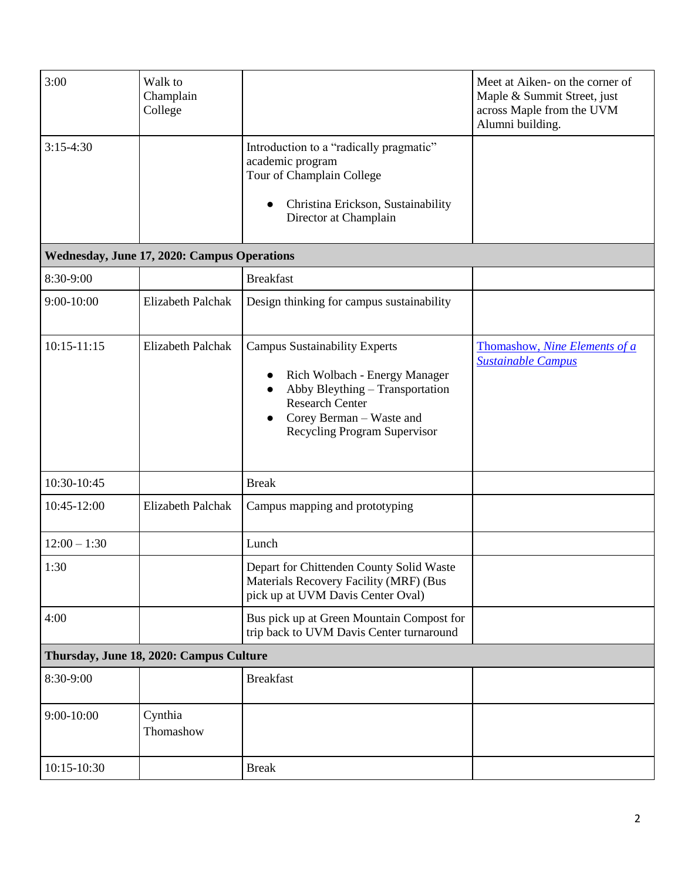| | | | |
|---|---|---|---|
| 3:00 | Walk to Champlain College | | Meet at Aiken- on the corner of Maple & Summit Street, just across Maple from the UVM Alumni building. |
| 3:15-4:30 | | Introduction to a "radically pragmatic" academic program<br>Tour of Champlain College<br>• Christina Erickson, Sustainability Director at Champlain | |
| **Wednesday, June 17, 2020: Campus Operations** | | | |
| 8:30-9:00 | | Breakfast | |
| 9:00-10:00 | Elizabeth Palchak | Design thinking for campus sustainability | |
| 10:15-11:15 | Elizabeth Palchak | Campus Sustainability Experts<br>• Rich Wolbach - Energy Manager<br>• Abby Bleything – Transportation Research Center<br>• Corey Berman – Waste and Recycling Program Supervisor | Thomashow, *Nine Elements of a Sustainable Campus* |
| 10:30-10:45 | | Break | |
| 10:45-12:00 | Elizabeth Palchak | Campus mapping and prototyping | |
| 12:00 – 1:30 | | Lunch | |
| 1:30 | | Depart for Chittenden County Solid Waste Materials Recovery Facility (MRF) (Bus pick up at UVM Davis Center Oval) | |
| 4:00 | | Bus pick up at Green Mountain Compost for trip back to UVM Davis Center turnaround | |
| **Thursday, June 18, 2020: Campus Culture** | | | |
| 8:30-9:00 | | Breakfast | |
| 9:00-10:00 | Cynthia Thomashow | | |
| 10:15-10:30 | | Break | |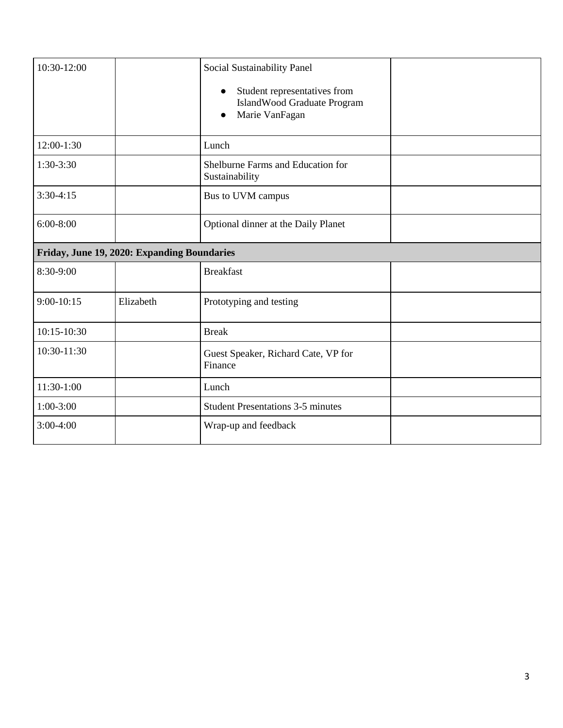| | | | |
|---|---|---|---|
| 10:30-12:00 | | Social Sustainability Panel<br>• Student representatives from IslandWood Graduate Program<br>• Marie VanFagan | |
| 12:00-1:30 | | Lunch | |
| 1:30-3:30 | | Shelburne Farms and Education for Sustainability | |
| 3:30-4:15 | | Bus to UVM campus | |
| 6:00-8:00 | | Optional dinner at the Daily Planet | |
| **Friday, June 19, 2020: Expanding Boundaries** | | | |
| 8:30-9:00 | | Breakfast | |
| 9:00-10:15 | Elizabeth | Prototyping and testing | |
| 10:15-10:30 | | Break | |
| 10:30-11:30 | | Guest Speaker, Richard Cate, VP for Finance | |
| 11:30-1:00 | | Lunch | |
| 1:00-3:00 | | Student Presentations 3-5 minutes | |
| 3:00-4:00 | | Wrap-up and feedback | |